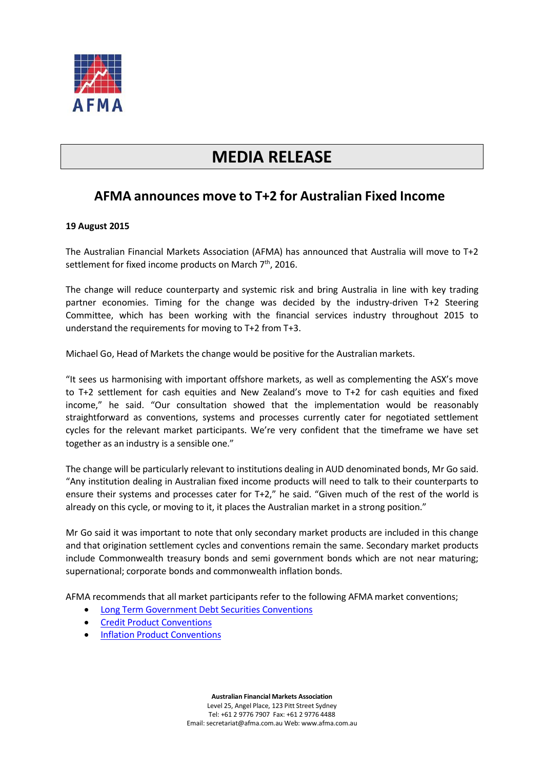AFMA

# MEDIA RELEASE

## AFMA announces move to T+2 for Australian Fixed Income

**19 August 2015**

The Australian Financial Markets Association (AFMA) has announced that Australia will move to T+2 settlement for fixed income products on March 7th, 2016.

The change will reduce counterparty and systemic risk and bring Australia in line with key trading partner economies. Timing for the change was decided by the industry-driven T+2 Steering Committee, which has been working with the financial services industry throughout 2015 to understand the requirements for moving to T+2 from T+3.

Michael Go, Head of Markets the change would be positive for the Australian markets.

"It sees us harmonising with important offshore markets, as well as complementing the ASX's move to T+2 settlement for cash equities and New Zealand's move to T+2 for cash equities and fixed income," he said. "Our consultation showed that the implementation would be reasonably straightforward as conventions, systems and processes currently cater for negotiated settlement cycles for the relevant market participants. We're very confident that the timeframe we have set together as an industry is a sensible one."

The change will be particularly relevant to institutions dealing in AUD denominated bonds, Mr Go said. "Any institution dealing in Australian fixed income products will need to talk to their counterparts to ensure their systems and processes cater for T+2," he said. "Given much of the rest of the world is already on this cycle, or moving to it, it places the Australian market in a strong position."

Mr Go said it was important to note that only secondary market products are included in this change and that origination settlement cycles and conventions remain the same. Secondary market products include Commonwealth treasury bonds and semi government bonds which are not near maturing; supernational; corporate bonds and commonwealth inflation bonds.

AFMA recommends that all market participants refer to the following AFMA market conventions;

- Long Term Government Debt Securities Conventions
- Credit Product Conventions
- Inflation Product Conventions

**Australian Financial Markets Association**
Level 25, Angel Place, 123 Pitt Street Sydney
Tel: +61 2 9776 7907 Fax: +61 2 9776 4488
Email: secretariat@afma.com.au Web: www.afma.com.au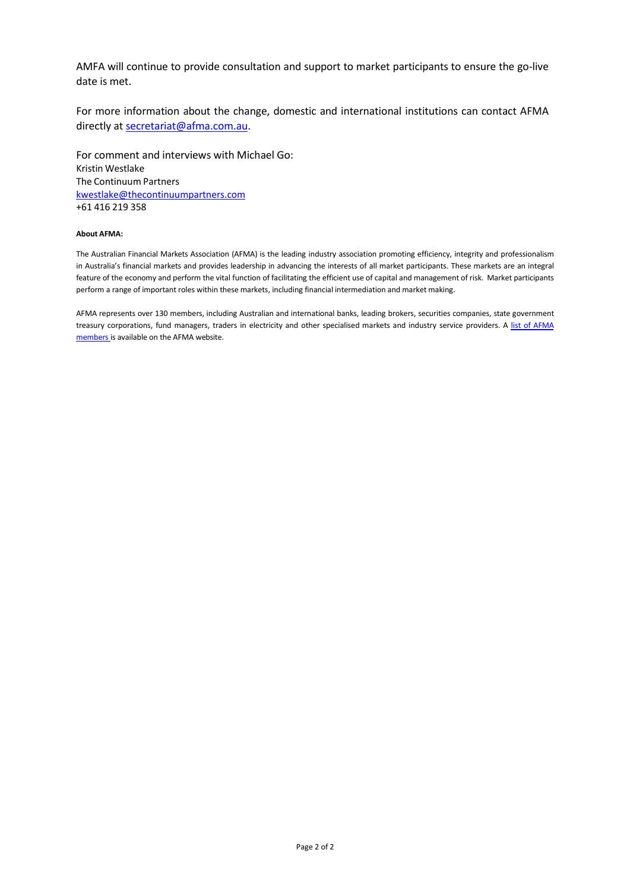AMFA will continue to provide consultation and support to market participants to ensure the go-live date is met.

For more information about the change, domestic and international institutions can contact AFMA directly at [secretariat@afma.com.au](mailto:secretariat@afma.com.au).

For comment and interviews with Michael Go:
Kristin Westlake
The Continuum Partners
[kwestlake@thecontinuumpartners.com](mailto:kwestlake@thecontinuumpartners.com)
+61 416 219 358

**About AFMA:**

The Australian Financial Markets Association (AFMA) is the leading industry association promoting efficiency, integrity and professionalism in Australia's financial markets and provides leadership in advancing the interests of all market participants. These markets are an integral feature of the economy and perform the vital function of facilitating the efficient use of capital and management of risk. Market participants perform a range of important roles within these markets, including financial intermediation and market making.

AFMA represents over 130 members, including Australian and international banks, leading brokers, securities companies, state government treasury corporations, fund managers, traders in electricity and other specialised markets and industry service providers. A list of AFMA members is available on the AFMA website.